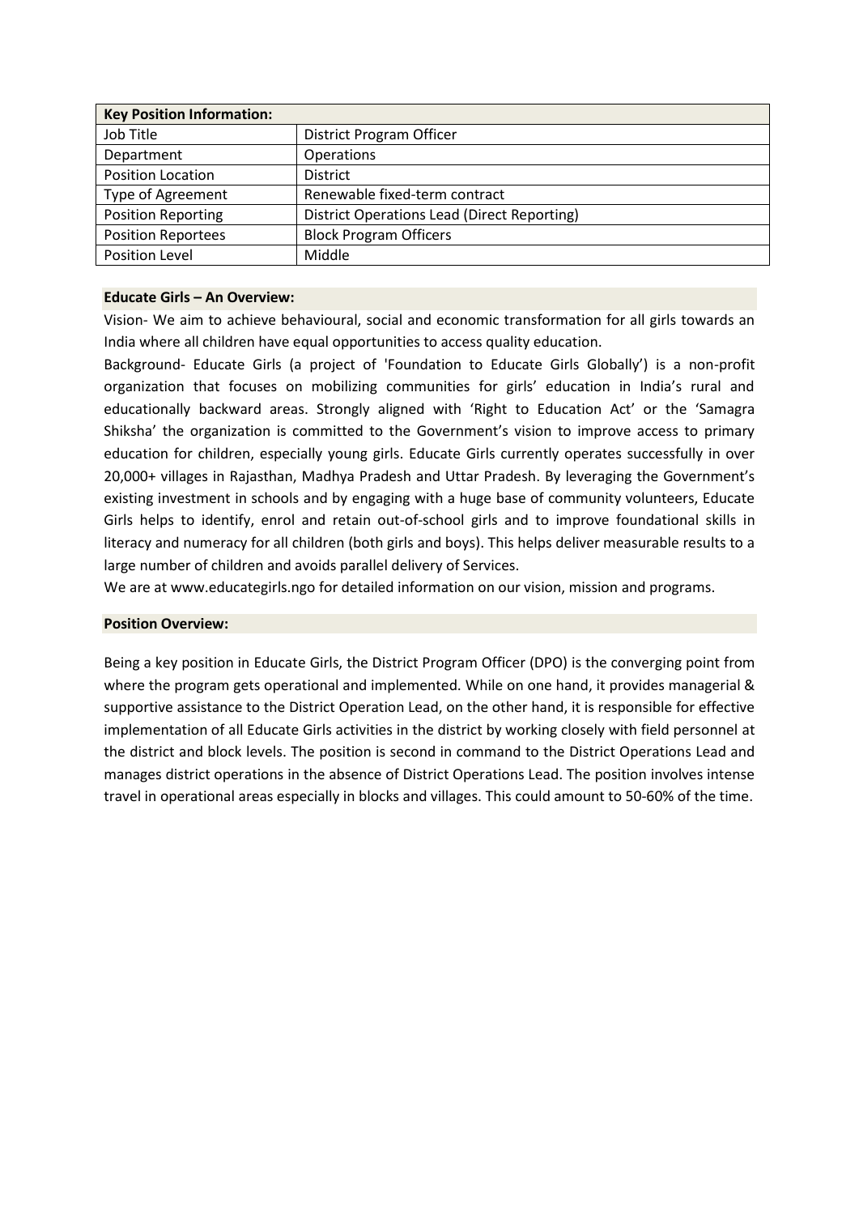| Key Position Information: | |
|---|---|
| Job Title | District Program Officer |
| Department | Operations |
| Position Location | District |
| Type of Agreement | Renewable fixed-term contract |
| Position Reporting | District Operations Lead (Direct Reporting) |
| Position Reportees | Block Program Officers |
| Position Level | Middle |

**Educate Girls – An Overview:**

Vision- We aim to achieve behavioural, social and economic transformation for all girls towards an India where all children have equal opportunities to access quality education.

Background- Educate Girls (a project of 'Foundation to Educate Girls Globally') is a non-profit organization that focuses on mobilizing communities for girls' education in India's rural and educationally backward areas. Strongly aligned with 'Right to Education Act' or the 'Samagra Shiksha' the organization is committed to the Government's vision to improve access to primary education for children, especially young girls. Educate Girls currently operates successfully in over 20,000+ villages in Rajasthan, Madhya Pradesh and Uttar Pradesh. By leveraging the Government's existing investment in schools and by engaging with a huge base of community volunteers, Educate Girls helps to identify, enrol and retain out-of-school girls and to improve foundational skills in literacy and numeracy for all children (both girls and boys). This helps deliver measurable results to a large number of children and avoids parallel delivery of Services.

We are at www.educategirls.ngo for detailed information on our vision, mission and programs.

**Position Overview:**

Being a key position in Educate Girls, the District Program Officer (DPO) is the converging point from where the program gets operational and implemented. While on one hand, it provides managerial & supportive assistance to the District Operation Lead, on the other hand, it is responsible for effective implementation of all Educate Girls activities in the district by working closely with field personnel at the district and block levels. The position is second in command to the District Operations Lead and manages district operations in the absence of District Operations Lead. The position involves intense travel in operational areas especially in blocks and villages. This could amount to 50-60% of the time.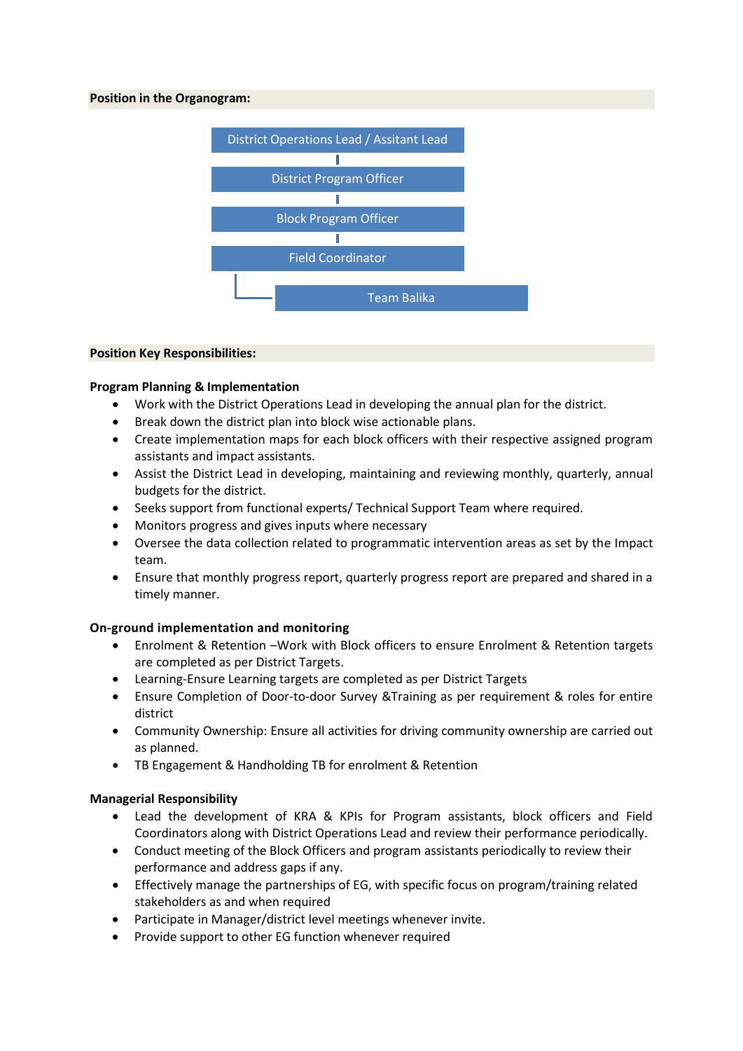**Position in the Organogram:**

District Operations Lead / Assitant Lead

District Program Officer

Block Program Officer

Field Coordinator

Team Balika

**Position Key Responsibilities:**

**Program Planning & Implementation**

- Work with the District Operations Lead in developing the annual plan for the district.
- Break down the district plan into block wise actionable plans.
- Create implementation maps for each block officers with their respective assigned program assistants and impact assistants.
- Assist the District Lead in developing, maintaining and reviewing monthly, quarterly, annual budgets for the district.
- Seeks support from functional experts/ Technical Support Team where required.
- Monitors progress and gives inputs where necessary
- Oversee the data collection related to programmatic intervention areas as set by the Impact team.
- Ensure that monthly progress report, quarterly progress report are prepared and shared in a timely manner.

**On-ground implementation and monitoring**

- Enrolment & Retention –Work with Block officers to ensure Enrolment & Retention targets are completed as per District Targets.
- Learning-Ensure Learning targets are completed as per District Targets
- Ensure Completion of Door-to-door Survey &Training as per requirement & roles for entire district
- Community Ownership: Ensure all activities for driving community ownership are carried out as planned.
- TB Engagement & Handholding TB for enrolment & Retention

**Managerial Responsibility**

- Lead the development of KRA & KPIs for Program assistants, block officers and Field Coordinators along with District Operations Lead and review their performance periodically.
- Conduct meeting of the Block Officers and program assistants periodically to review their performance and address gaps if any.
- Effectively manage the partnerships of EG, with specific focus on program/training related stakeholders as and when required
- Participate in Manager/district level meetings whenever invite.
- Provide support to other EG function whenever required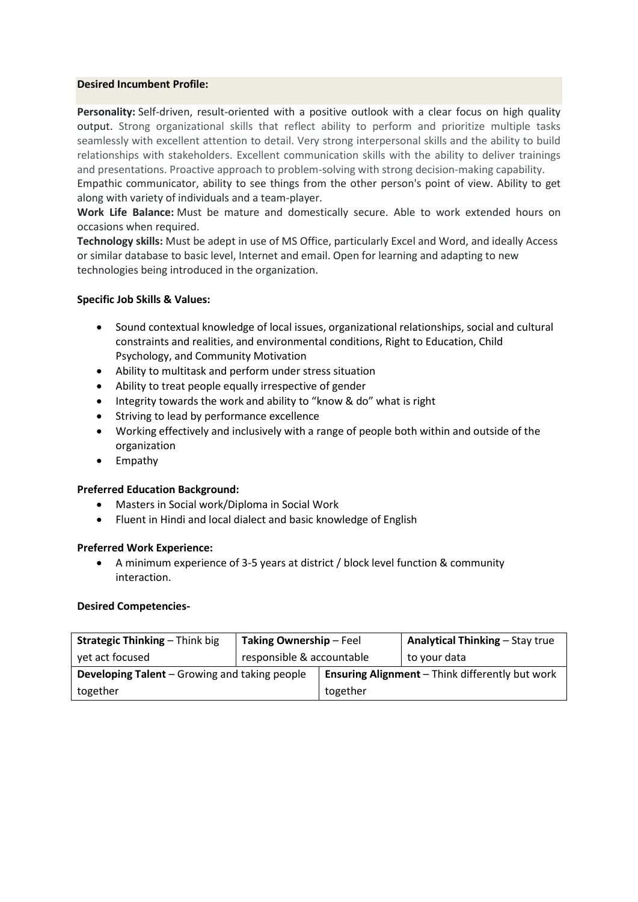**Desired Incumbent Profile:**

**Personality:** Self-driven, result-oriented with a positive outlook with a clear focus on high quality output. Strong organizational skills that reflect ability to perform and prioritize multiple tasks seamlessly with excellent attention to detail. Very strong interpersonal skills and the ability to build relationships with stakeholders. Excellent communication skills with the ability to deliver trainings and presentations. Proactive approach to problem-solving with strong decision-making capability. Empathic communicator, ability to see things from the other person's point of view. Ability to get along with variety of individuals and a team-player.

**Work Life Balance:** Must be mature and domestically secure. Able to work extended hours on occasions when required.

**Technology skills:** Must be adept in use of MS Office, particularly Excel and Word, and ideally Access or similar database to basic level, Internet and email. Open for learning and adapting to new technologies being introduced in the organization.

**Specific Job Skills & Values:**

- Sound contextual knowledge of local issues, organizational relationships, social and cultural constraints and realities, and environmental conditions, Right to Education, Child Psychology, and Community Motivation
- Ability to multitask and perform under stress situation
- Ability to treat people equally irrespective of gender
- Integrity towards the work and ability to "know & do" what is right
- Striving to lead by performance excellence
- Working effectively and inclusively with a range of people both within and outside of the organization
- Empathy

**Preferred Education Background:**

- Masters in Social work/Diploma in Social Work
- Fluent in Hindi and local dialect and basic knowledge of English

**Preferred Work Experience:**

- A minimum experience of 3-5 years at district / block level function & community interaction.

**Desired Competencies-**

| | | |
|---|---|---|
| **Strategic Thinking** – Think big yet act focused | **Taking Ownership** – Feel responsible & accountable | **Analytical Thinking** – Stay true to your data |
| **Developing Talent** – Growing and taking people together | | **Ensuring Alignment** – Think differently but work together |